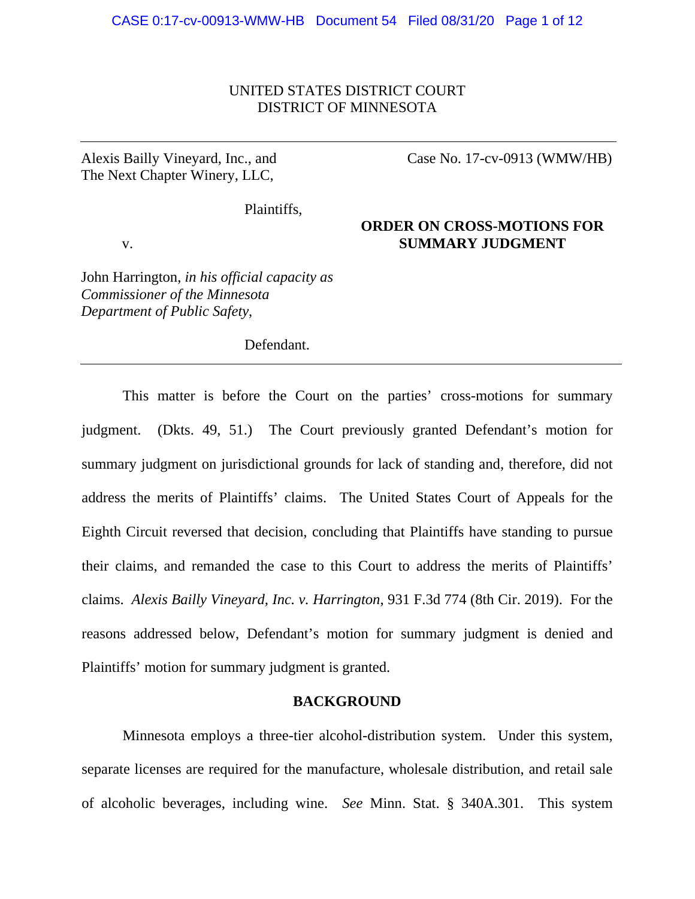UNITED STATES DISTRICT COURT
DISTRICT OF MINNESOTA

---

Alexis Bailly Vineyard, Inc., and The Next Chapter Winery, LLC,

Plaintiffs,

v.

John Harrington, *in his official capacity as Commissioner of the Minnesota Department of Public Safety*,

Defendant.

Case No. 17-cv-0913 (WMW/HB)

**ORDER ON CROSS-MOTIONS FOR SUMMARY JUDGMENT**

---

This matter is before the Court on the parties' cross-motions for summary judgment. (Dkts. 49, 51.) The Court previously granted Defendant's motion for summary judgment on jurisdictional grounds for lack of standing and, therefore, did not address the merits of Plaintiffs' claims. The United States Court of Appeals for the Eighth Circuit reversed that decision, concluding that Plaintiffs have standing to pursue their claims, and remanded the case to this Court to address the merits of Plaintiffs' claims. *Alexis Bailly Vineyard, Inc. v. Harrington*, 931 F.3d 774 (8th Cir. 2019). For the reasons addressed below, Defendant's motion for summary judgment is denied and Plaintiffs' motion for summary judgment is granted.

## BACKGROUND

Minnesota employs a three-tier alcohol-distribution system. Under this system, separate licenses are required for the manufacture, wholesale distribution, and retail sale of alcoholic beverages, including wine. *See* Minn. Stat. § 340A.301. This system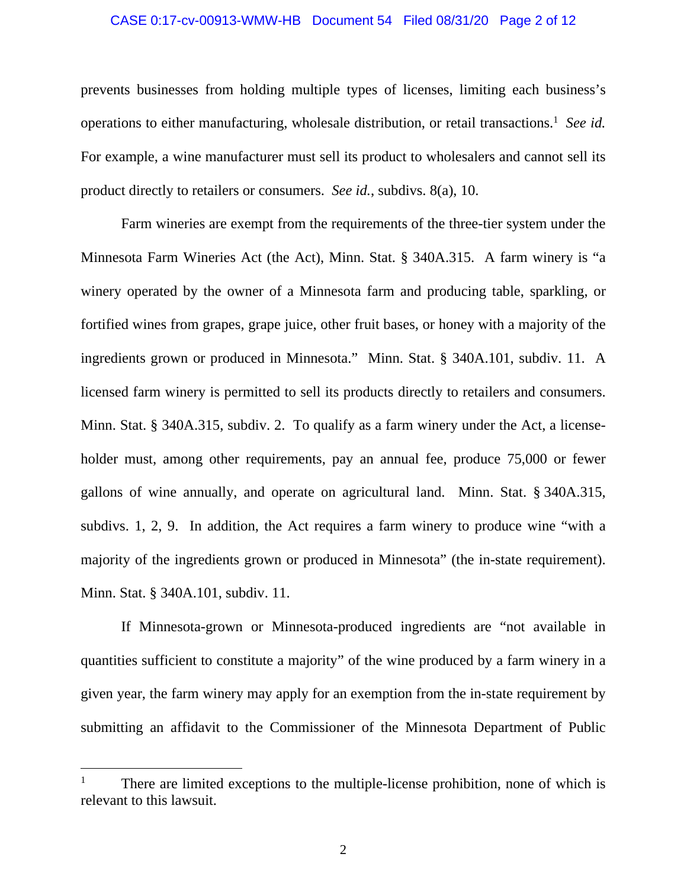prevents businesses from holding multiple types of licenses, limiting each business's operations to either manufacturing, wholesale distribution, or retail transactions.[1] *See id.* For example, a wine manufacturer must sell its product to wholesalers and cannot sell its product directly to retailers or consumers. *See id.*, subdivs. 8(a), 10.

Farm wineries are exempt from the requirements of the three-tier system under the Minnesota Farm Wineries Act (the Act), Minn. Stat. § 340A.315. A farm winery is "a winery operated by the owner of a Minnesota farm and producing table, sparkling, or fortified wines from grapes, grape juice, other fruit bases, or honey with a majority of the ingredients grown or produced in Minnesota." Minn. Stat. § 340A.101, subdiv. 11. A licensed farm winery is permitted to sell its products directly to retailers and consumers. Minn. Stat. § 340A.315, subdiv. 2. To qualify as a farm winery under the Act, a license-holder must, among other requirements, pay an annual fee, produce 75,000 or fewer gallons of wine annually, and operate on agricultural land. Minn. Stat. § 340A.315, subdivs. 1, 2, 9. In addition, the Act requires a farm winery to produce wine "with a majority of the ingredients grown or produced in Minnesota" (the in-state requirement). Minn. Stat. § 340A.101, subdiv. 11.

If Minnesota-grown or Minnesota-produced ingredients are "not available in quantities sufficient to constitute a majority" of the wine produced by a farm winery in a given year, the farm winery may apply for an exemption from the in-state requirement by submitting an affidavit to the Commissioner of the Minnesota Department of Public

---

[1] There are limited exceptions to the multiple-license prohibition, none of which is relevant to this lawsuit.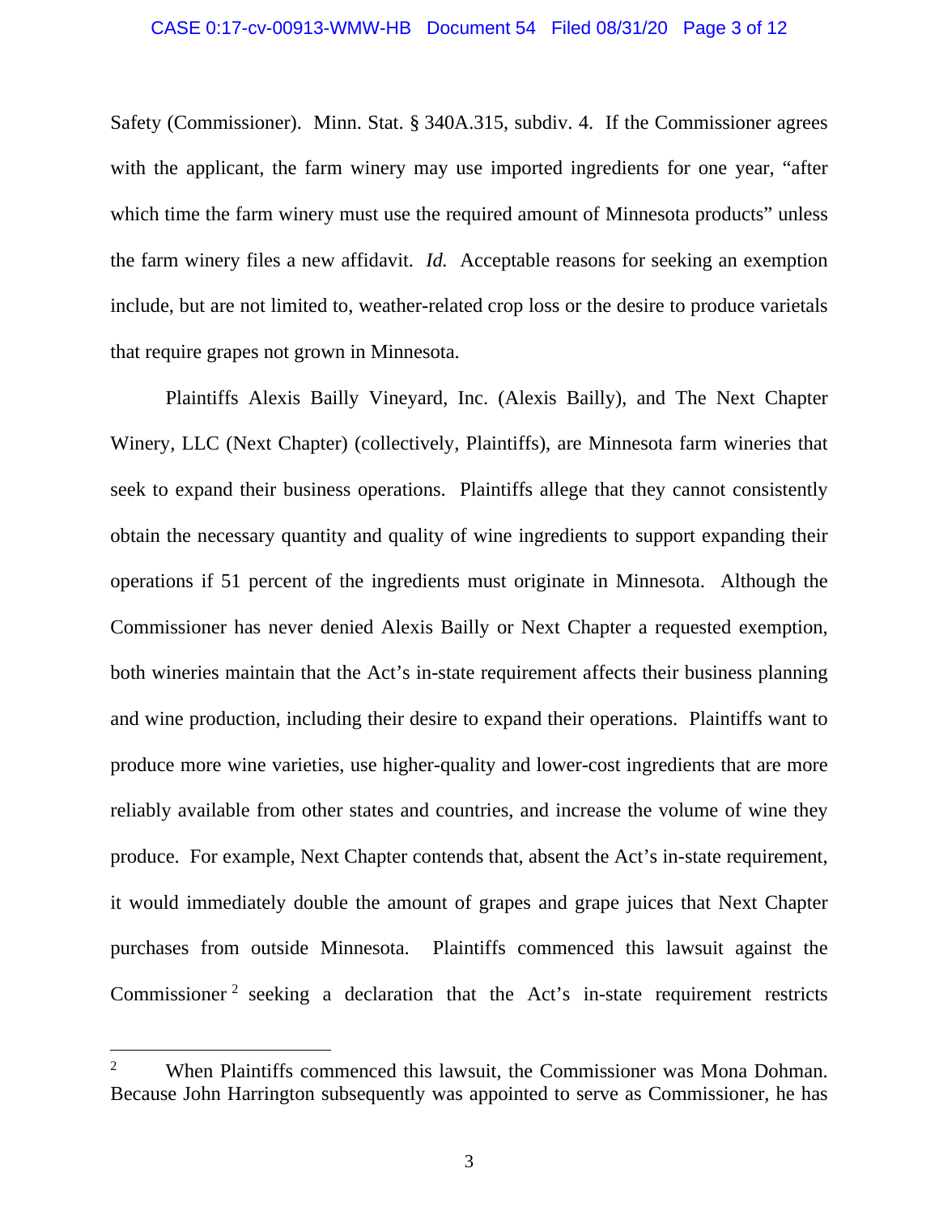Safety (Commissioner). Minn. Stat. § 340A.315, subdiv. 4. If the Commissioner agrees with the applicant, the farm winery may use imported ingredients for one year, "after which time the farm winery must use the required amount of Minnesota products" unless the farm winery files a new affidavit. *Id.* Acceptable reasons for seeking an exemption include, but are not limited to, weather-related crop loss or the desire to produce varietals that require grapes not grown in Minnesota.

Plaintiffs Alexis Bailly Vineyard, Inc. (Alexis Bailly), and The Next Chapter Winery, LLC (Next Chapter) (collectively, Plaintiffs), are Minnesota farm wineries that seek to expand their business operations. Plaintiffs allege that they cannot consistently obtain the necessary quantity and quality of wine ingredients to support expanding their operations if 51 percent of the ingredients must originate in Minnesota. Although the Commissioner has never denied Alexis Bailly or Next Chapter a requested exemption, both wineries maintain that the Act's in-state requirement affects their business planning and wine production, including their desire to expand their operations. Plaintiffs want to produce more wine varieties, use higher-quality and lower-cost ingredients that are more reliably available from other states and countries, and increase the volume of wine they produce. For example, Next Chapter contends that, absent the Act's in-state requirement, it would immediately double the amount of grapes and grape juices that Next Chapter purchases from outside Minnesota. Plaintiffs commenced this lawsuit against the Commissioner [2] seeking a declaration that the Act's in-state requirement restricts

---

[2] When Plaintiffs commenced this lawsuit, the Commissioner was Mona Dohman. Because John Harrington subsequently was appointed to serve as Commissioner, he has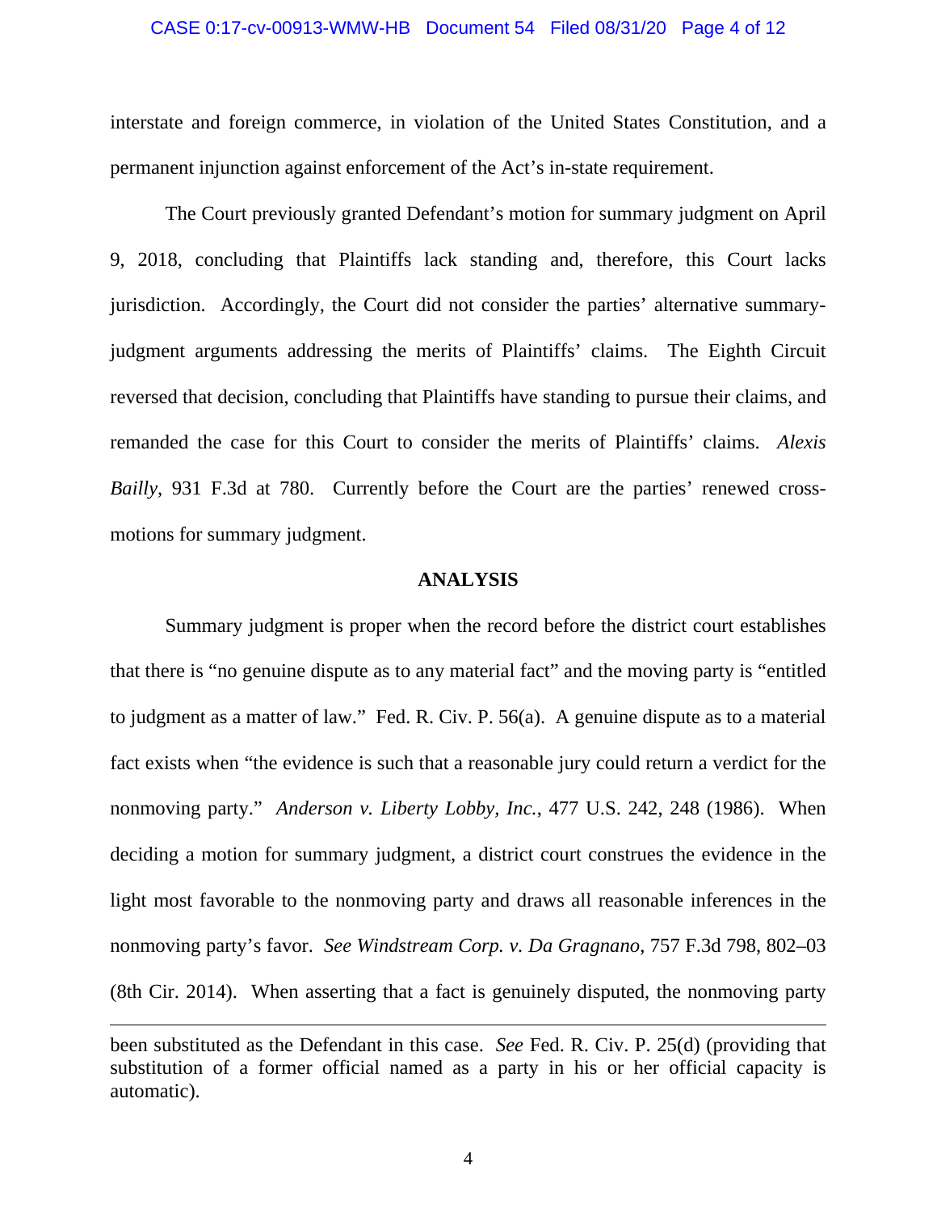interstate and foreign commerce, in violation of the United States Constitution, and a permanent injunction against enforcement of the Act's in-state requirement.

The Court previously granted Defendant's motion for summary judgment on April 9, 2018, concluding that Plaintiffs lack standing and, therefore, this Court lacks jurisdiction. Accordingly, the Court did not consider the parties' alternative summary-judgment arguments addressing the merits of Plaintiffs' claims. The Eighth Circuit reversed that decision, concluding that Plaintiffs have standing to pursue their claims, and remanded the case for this Court to consider the merits of Plaintiffs' claims. *Alexis Bailly*, 931 F.3d at 780. Currently before the Court are the parties' renewed cross-motions for summary judgment.

## ANALYSIS

Summary judgment is proper when the record before the district court establishes that there is "no genuine dispute as to any material fact" and the moving party is "entitled to judgment as a matter of law." Fed. R. Civ. P. 56(a). A genuine dispute as to a material fact exists when "the evidence is such that a reasonable jury could return a verdict for the nonmoving party." *Anderson v. Liberty Lobby, Inc.*, 477 U.S. 242, 248 (1986). When deciding a motion for summary judgment, a district court construes the evidence in the light most favorable to the nonmoving party and draws all reasonable inferences in the nonmoving party's favor. *See Windstream Corp. v. Da Gragnano*, 757 F.3d 798, 802–03 (8th Cir. 2014). When asserting that a fact is genuinely disputed, the nonmoving party

---

been substituted as the Defendant in this case. *See* Fed. R. Civ. P. 25(d) (providing that substitution of a former official named as a party in his or her official capacity is automatic).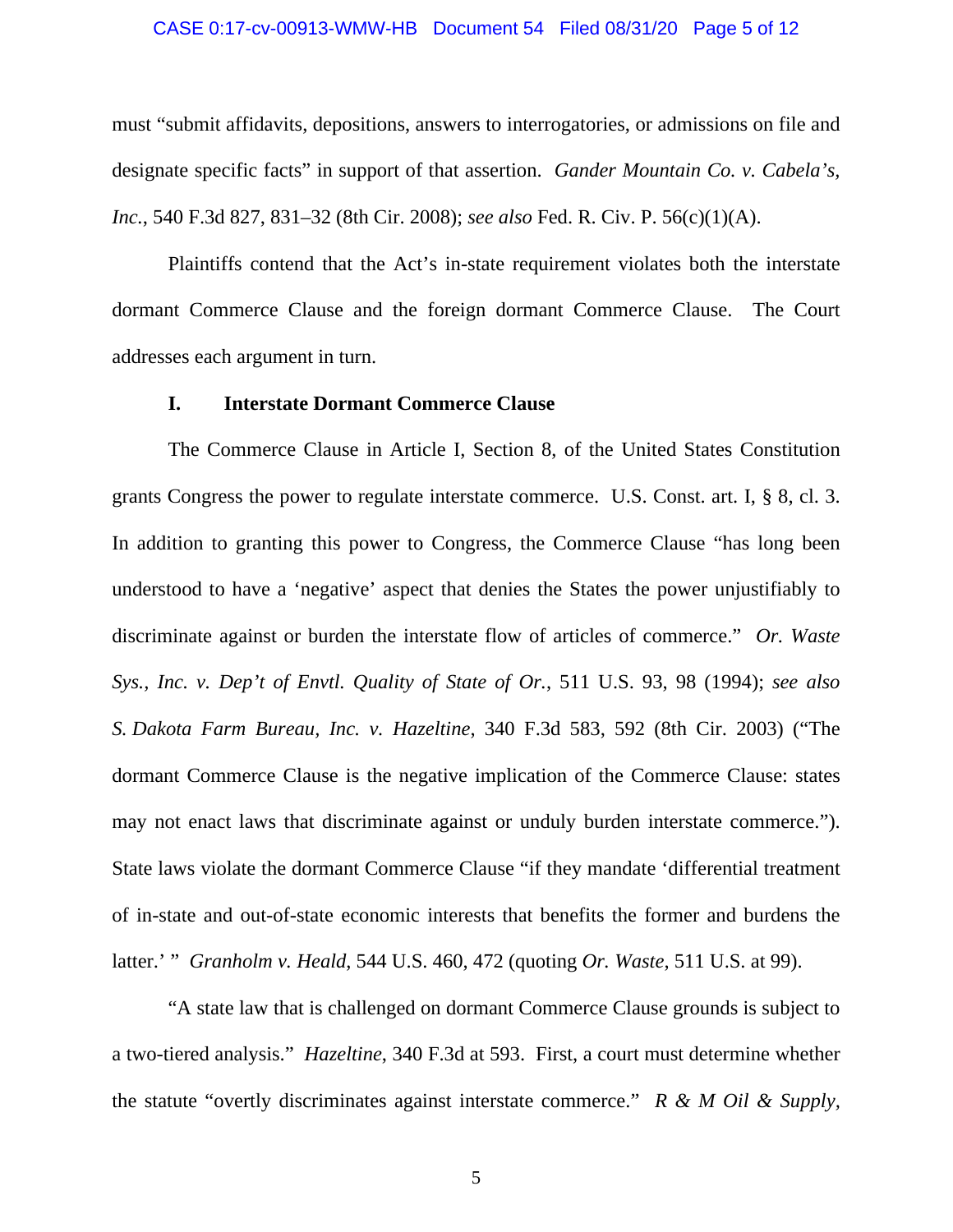must "submit affidavits, depositions, answers to interrogatories, or admissions on file and designate specific facts" in support of that assertion. *Gander Mountain Co. v. Cabela's, Inc.*, 540 F.3d 827, 831–32 (8th Cir. 2008); *see also* Fed. R. Civ. P. 56(c)(1)(A).

Plaintiffs contend that the Act's in-state requirement violates both the interstate dormant Commerce Clause and the foreign dormant Commerce Clause. The Court addresses each argument in turn.

## I. Interstate Dormant Commerce Clause

The Commerce Clause in Article I, Section 8, of the United States Constitution grants Congress the power to regulate interstate commerce. U.S. Const. art. I, § 8, cl. 3. In addition to granting this power to Congress, the Commerce Clause "has long been understood to have a 'negative' aspect that denies the States the power unjustifiably to discriminate against or burden the interstate flow of articles of commerce." *Or. Waste Sys., Inc. v. Dep't of Envtl. Quality of State of Or.*, 511 U.S. 93, 98 (1994); *see also S. Dakota Farm Bureau, Inc. v. Hazeltine*, 340 F.3d 583, 592 (8th Cir. 2003) ("The dormant Commerce Clause is the negative implication of the Commerce Clause: states may not enact laws that discriminate against or unduly burden interstate commerce."). State laws violate the dormant Commerce Clause "if they mandate 'differential treatment of in-state and out-of-state economic interests that benefits the former and burdens the latter.' " *Granholm v. Heald*, 544 U.S. 460, 472 (quoting *Or. Waste*, 511 U.S. at 99).

"A state law that is challenged on dormant Commerce Clause grounds is subject to a two-tiered analysis." *Hazeltine*, 340 F.3d at 593. First, a court must determine whether the statute "overtly discriminates against interstate commerce." *R & M Oil & Supply,*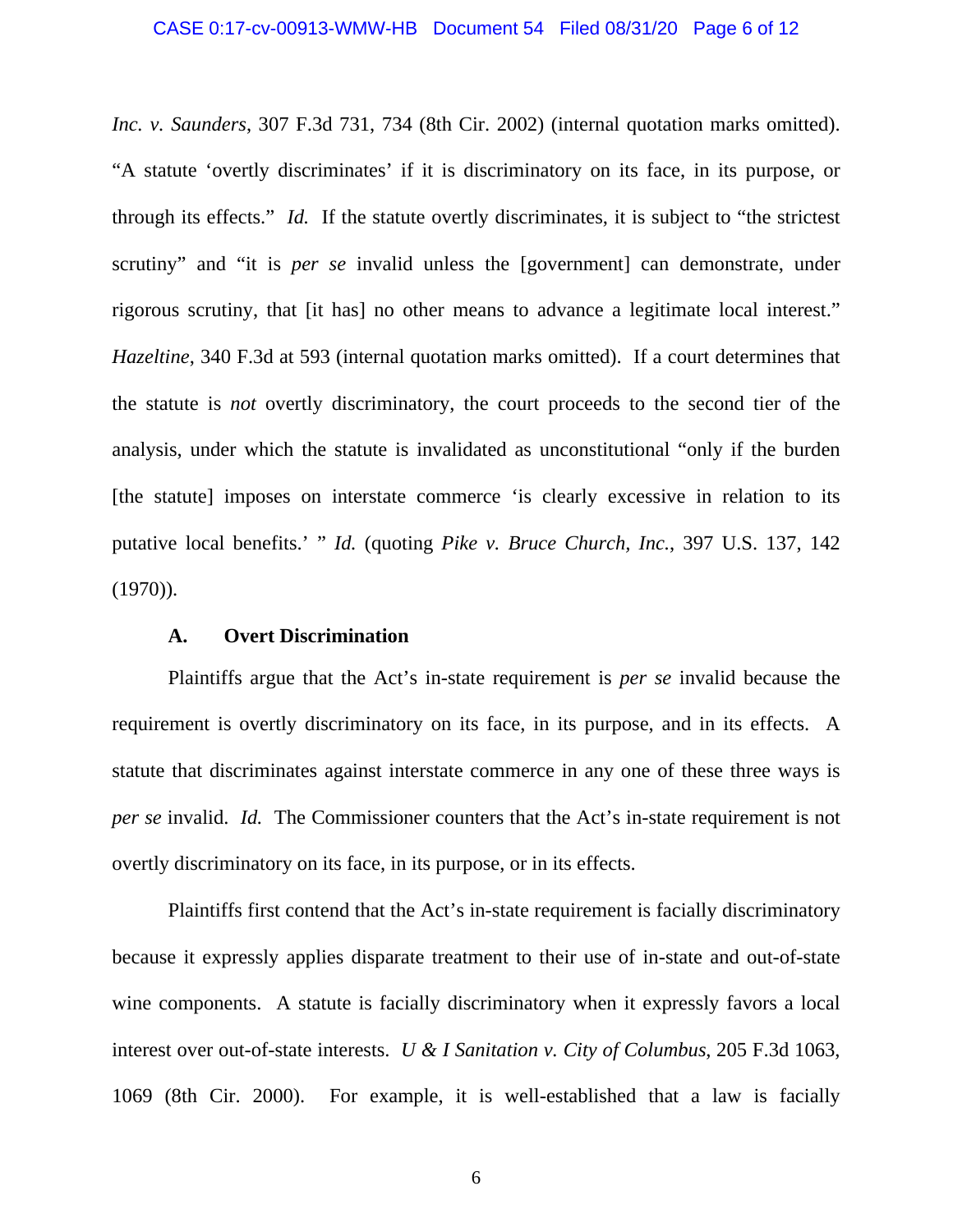*Inc. v. Saunders*, 307 F.3d 731, 734 (8th Cir. 2002) (internal quotation marks omitted). "A statute 'overtly discriminates' if it is discriminatory on its face, in its purpose, or through its effects." *Id.* If the statute overtly discriminates, it is subject to "the strictest scrutiny" and "it is *per se* invalid unless the [government] can demonstrate, under rigorous scrutiny, that [it has] no other means to advance a legitimate local interest." *Hazeltine*, 340 F.3d at 593 (internal quotation marks omitted). If a court determines that the statute is *not* overtly discriminatory, the court proceeds to the second tier of the analysis, under which the statute is invalidated as unconstitutional "only if the burden [the statute] imposes on interstate commerce 'is clearly excessive in relation to its putative local benefits.' " *Id.* (quoting *Pike v. Bruce Church, Inc.*, 397 U.S. 137, 142 (1970)).

### A. Overt Discrimination

Plaintiffs argue that the Act's in-state requirement is *per se* invalid because the requirement is overtly discriminatory on its face, in its purpose, and in its effects. A statute that discriminates against interstate commerce in any one of these three ways is *per se* invalid. *Id.* The Commissioner counters that the Act's in-state requirement is not overtly discriminatory on its face, in its purpose, or in its effects.

Plaintiffs first contend that the Act's in-state requirement is facially discriminatory because it expressly applies disparate treatment to their use of in-state and out-of-state wine components. A statute is facially discriminatory when it expressly favors a local interest over out-of-state interests. *U & I Sanitation v. City of Columbus*, 205 F.3d 1063, 1069 (8th Cir. 2000). For example, it is well-established that a law is facially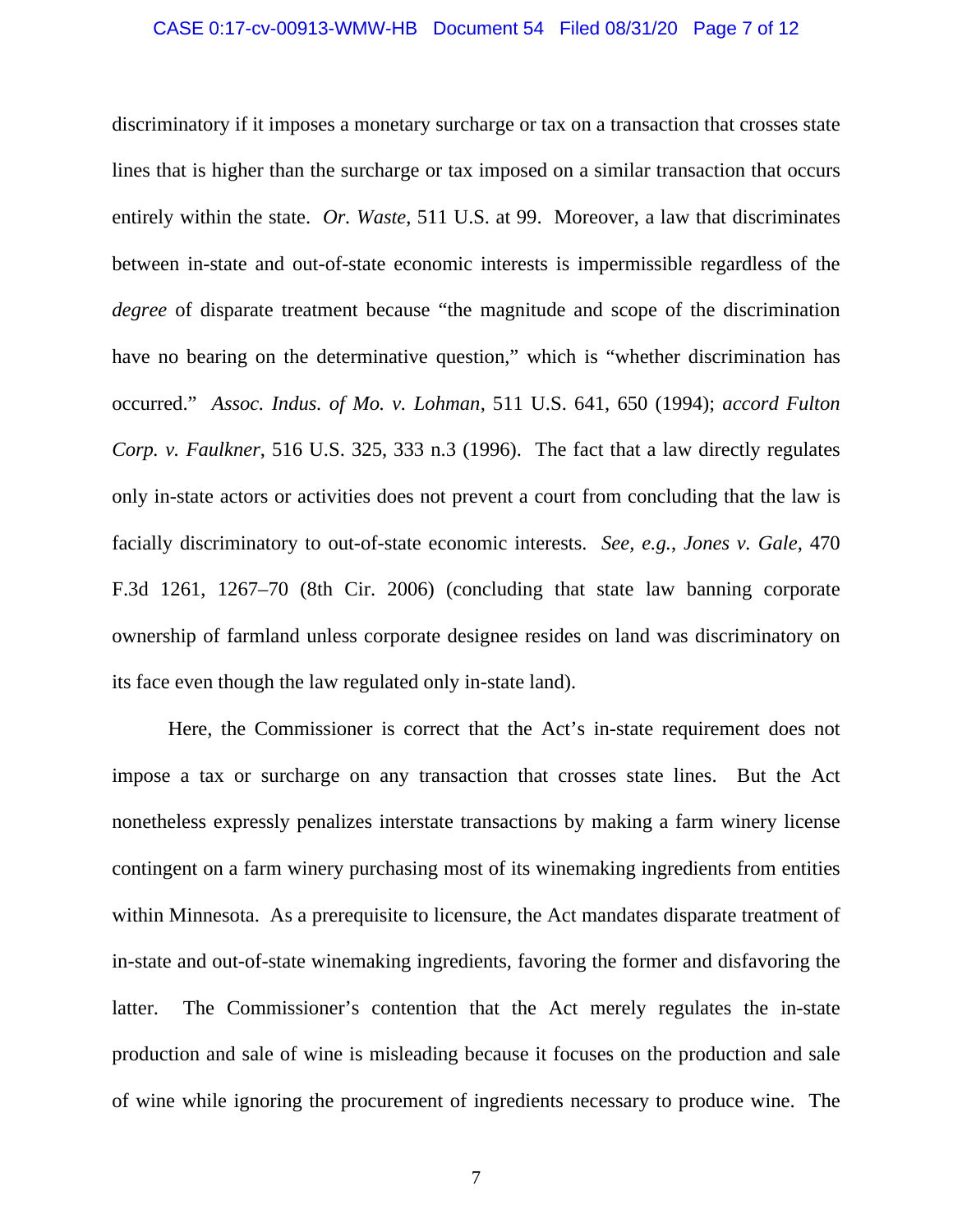discriminatory if it imposes a monetary surcharge or tax on a transaction that crosses state lines that is higher than the surcharge or tax imposed on a similar transaction that occurs entirely within the state. *Or. Waste*, 511 U.S. at 99. Moreover, a law that discriminates between in-state and out-of-state economic interests is impermissible regardless of the *degree* of disparate treatment because "the magnitude and scope of the discrimination have no bearing on the determinative question," which is "whether discrimination has occurred." *Assoc. Indus. of Mo. v. Lohman*, 511 U.S. 641, 650 (1994); *accord Fulton Corp. v. Faulkner*, 516 U.S. 325, 333 n.3 (1996). The fact that a law directly regulates only in-state actors or activities does not prevent a court from concluding that the law is facially discriminatory to out-of-state economic interests. *See, e.g.*, *Jones v. Gale*, 470 F.3d 1261, 1267–70 (8th Cir. 2006) (concluding that state law banning corporate ownership of farmland unless corporate designee resides on land was discriminatory on its face even though the law regulated only in-state land).

Here, the Commissioner is correct that the Act's in-state requirement does not impose a tax or surcharge on any transaction that crosses state lines. But the Act nonetheless expressly penalizes interstate transactions by making a farm winery license contingent on a farm winery purchasing most of its winemaking ingredients from entities within Minnesota. As a prerequisite to licensure, the Act mandates disparate treatment of in-state and out-of-state winemaking ingredients, favoring the former and disfavoring the latter. The Commissioner's contention that the Act merely regulates the in-state production and sale of wine is misleading because it focuses on the production and sale of wine while ignoring the procurement of ingredients necessary to produce wine. The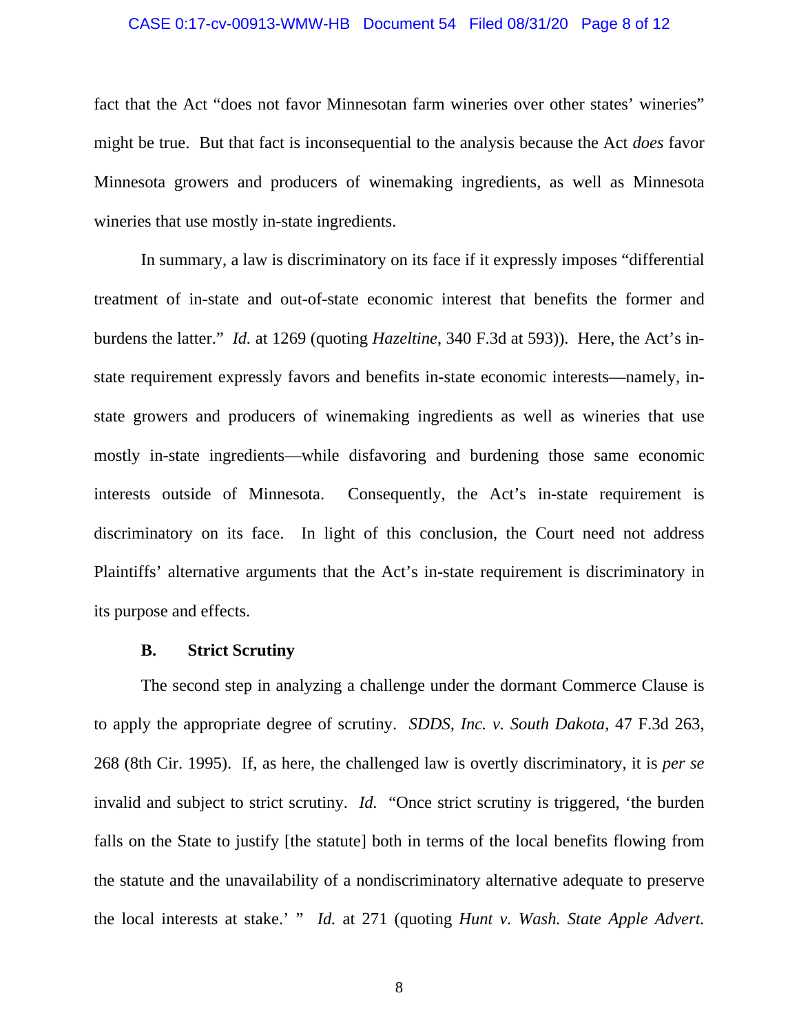fact that the Act "does not favor Minnesotan farm wineries over other states' wineries" might be true. But that fact is inconsequential to the analysis because the Act *does* favor Minnesota growers and producers of winemaking ingredients, as well as Minnesota wineries that use mostly in-state ingredients.

In summary, a law is discriminatory on its face if it expressly imposes "differential treatment of in-state and out-of-state economic interest that benefits the former and burdens the latter." *Id.* at 1269 (quoting *Hazeltine*, 340 F.3d at 593)). Here, the Act's in-state requirement expressly favors and benefits in-state economic interests—namely, in-state growers and producers of winemaking ingredients as well as wineries that use mostly in-state ingredients—while disfavoring and burdening those same economic interests outside of Minnesota. Consequently, the Act's in-state requirement is discriminatory on its face. In light of this conclusion, the Court need not address Plaintiffs' alternative arguments that the Act's in-state requirement is discriminatory in its purpose and effects.

### B. Strict Scrutiny

The second step in analyzing a challenge under the dormant Commerce Clause is to apply the appropriate degree of scrutiny. *SDDS, Inc. v. South Dakota*, 47 F.3d 263, 268 (8th Cir. 1995). If, as here, the challenged law is overtly discriminatory, it is *per se* invalid and subject to strict scrutiny. *Id.* "Once strict scrutiny is triggered, 'the burden falls on the State to justify [the statute] both in terms of the local benefits flowing from the statute and the unavailability of a nondiscriminatory alternative adequate to preserve the local interests at stake.' " *Id.* at 271 (quoting *Hunt v. Wash. State Apple Advert.*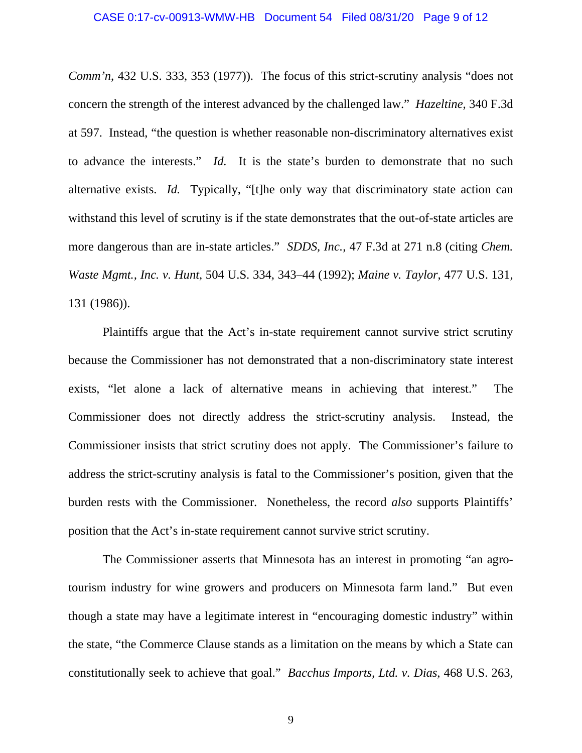*Comm'n*, 432 U.S. 333, 353 (1977)). The focus of this strict-scrutiny analysis "does not concern the strength of the interest advanced by the challenged law." *Hazeltine*, 340 F.3d at 597. Instead, "the question is whether reasonable non-discriminatory alternatives exist to advance the interests." *Id.* It is the state's burden to demonstrate that no such alternative exists. *Id.* Typically, "[t]he only way that discriminatory state action can withstand this level of scrutiny is if the state demonstrates that the out-of-state articles are more dangerous than are in-state articles." *SDDS, Inc.*, 47 F.3d at 271 n.8 (citing *Chem. Waste Mgmt., Inc. v. Hunt*, 504 U.S. 334, 343–44 (1992); *Maine v. Taylor*, 477 U.S. 131, 131 (1986)).

Plaintiffs argue that the Act's in-state requirement cannot survive strict scrutiny because the Commissioner has not demonstrated that a non-discriminatory state interest exists, "let alone a lack of alternative means in achieving that interest." The Commissioner does not directly address the strict-scrutiny analysis. Instead, the Commissioner insists that strict scrutiny does not apply. The Commissioner's failure to address the strict-scrutiny analysis is fatal to the Commissioner's position, given that the burden rests with the Commissioner. Nonetheless, the record *also* supports Plaintiffs' position that the Act's in-state requirement cannot survive strict scrutiny.

The Commissioner asserts that Minnesota has an interest in promoting "an agro-tourism industry for wine growers and producers on Minnesota farm land." But even though a state may have a legitimate interest in "encouraging domestic industry" within the state, "the Commerce Clause stands as a limitation on the means by which a State can constitutionally seek to achieve that goal." *Bacchus Imports, Ltd. v. Dias*, 468 U.S. 263,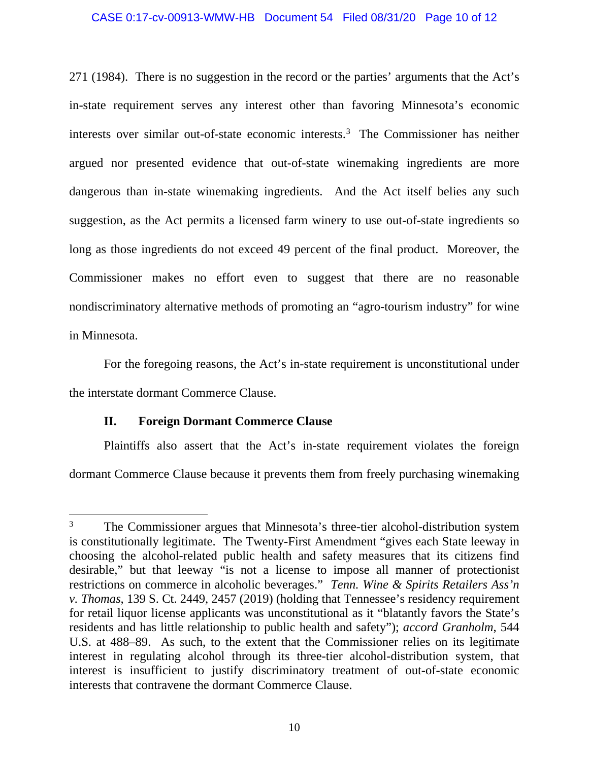271 (1984). There is no suggestion in the record or the parties' arguments that the Act's in-state requirement serves any interest other than favoring Minnesota's economic interests over similar out-of-state economic interests.[3] The Commissioner has neither argued nor presented evidence that out-of-state winemaking ingredients are more dangerous than in-state winemaking ingredients. And the Act itself belies any such suggestion, as the Act permits a licensed farm winery to use out-of-state ingredients so long as those ingredients do not exceed 49 percent of the final product. Moreover, the Commissioner makes no effort even to suggest that there are no reasonable nondiscriminatory alternative methods of promoting an "agro-tourism industry" for wine in Minnesota.

For the foregoing reasons, the Act's in-state requirement is unconstitutional under the interstate dormant Commerce Clause.

## II. Foreign Dormant Commerce Clause

Plaintiffs also assert that the Act's in-state requirement violates the foreign dormant Commerce Clause because it prevents them from freely purchasing winemaking

---

[3] The Commissioner argues that Minnesota's three-tier alcohol-distribution system is constitutionally legitimate. The Twenty-First Amendment "gives each State leeway in choosing the alcohol-related public health and safety measures that its citizens find desirable," but that leeway "is not a license to impose all manner of protectionist restrictions on commerce in alcoholic beverages." *Tenn. Wine & Spirits Retailers Ass'n v. Thomas*, 139 S. Ct. 2449, 2457 (2019) (holding that Tennessee's residency requirement for retail liquor license applicants was unconstitutional as it "blatantly favors the State's residents and has little relationship to public health and safety"); *accord Granholm*, 544 U.S. at 488–89. As such, to the extent that the Commissioner relies on its legitimate interest in regulating alcohol through its three-tier alcohol-distribution system, that interest is insufficient to justify discriminatory treatment of out-of-state economic interests that contravene the dormant Commerce Clause.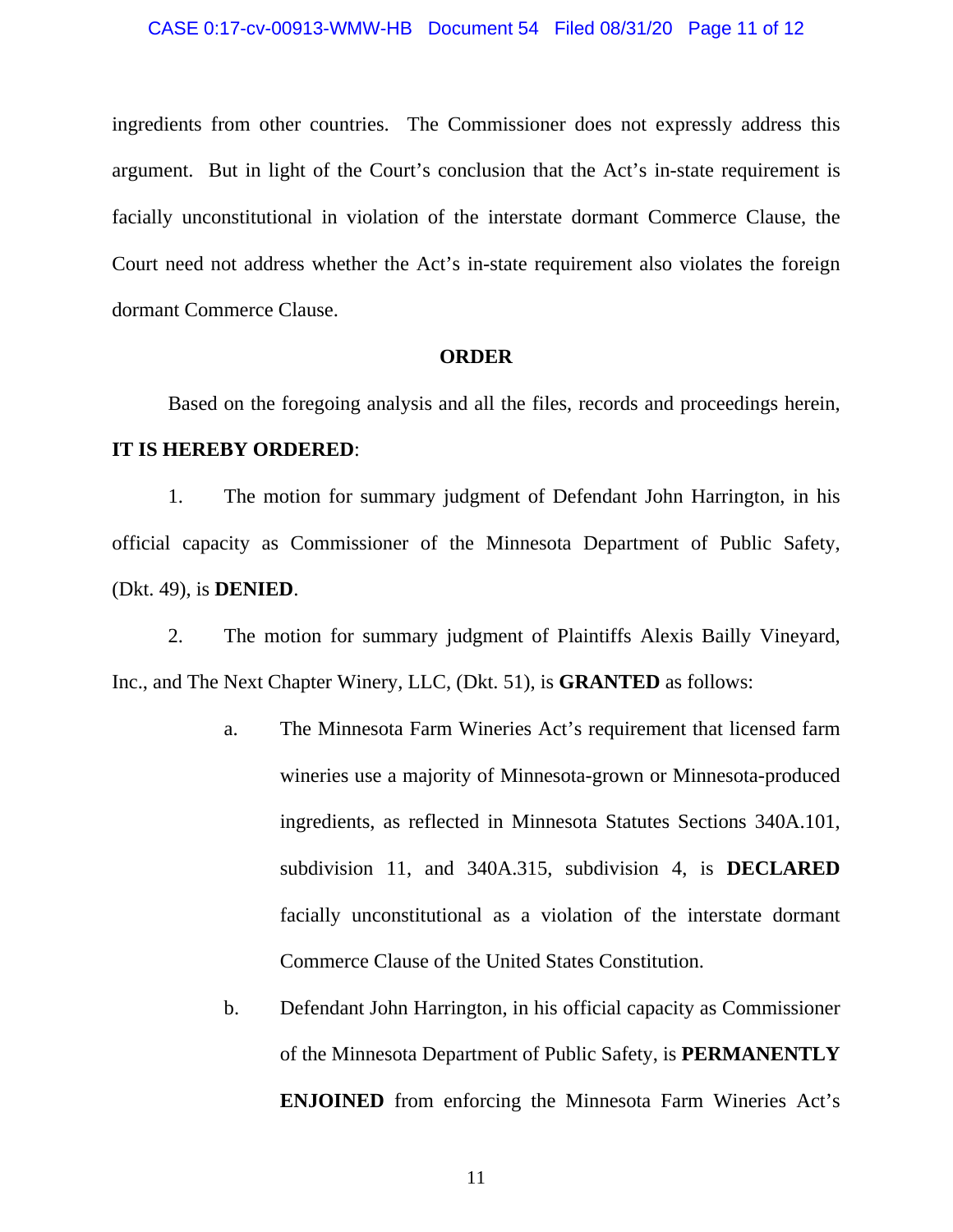ingredients from other countries. The Commissioner does not expressly address this argument. But in light of the Court's conclusion that the Act's in-state requirement is facially unconstitutional in violation of the interstate dormant Commerce Clause, the Court need not address whether the Act's in-state requirement also violates the foreign dormant Commerce Clause.

## ORDER

Based on the foregoing analysis and all the files, records and proceedings herein, **IT IS HEREBY ORDERED**:

1. The motion for summary judgment of Defendant John Harrington, in his official capacity as Commissioner of the Minnesota Department of Public Safety, (Dkt. 49), is **DENIED**.

2. The motion for summary judgment of Plaintiffs Alexis Bailly Vineyard, Inc., and The Next Chapter Winery, LLC, (Dkt. 51), is **GRANTED** as follows:

   a. The Minnesota Farm Wineries Act's requirement that licensed farm wineries use a majority of Minnesota-grown or Minnesota-produced ingredients, as reflected in Minnesota Statutes Sections 340A.101, subdivision 11, and 340A.315, subdivision 4, is **DECLARED** facially unconstitutional as a violation of the interstate dormant Commerce Clause of the United States Constitution.

   b. Defendant John Harrington, in his official capacity as Commissioner of the Minnesota Department of Public Safety, is **PERMANENTLY ENJOINED** from enforcing the Minnesota Farm Wineries Act's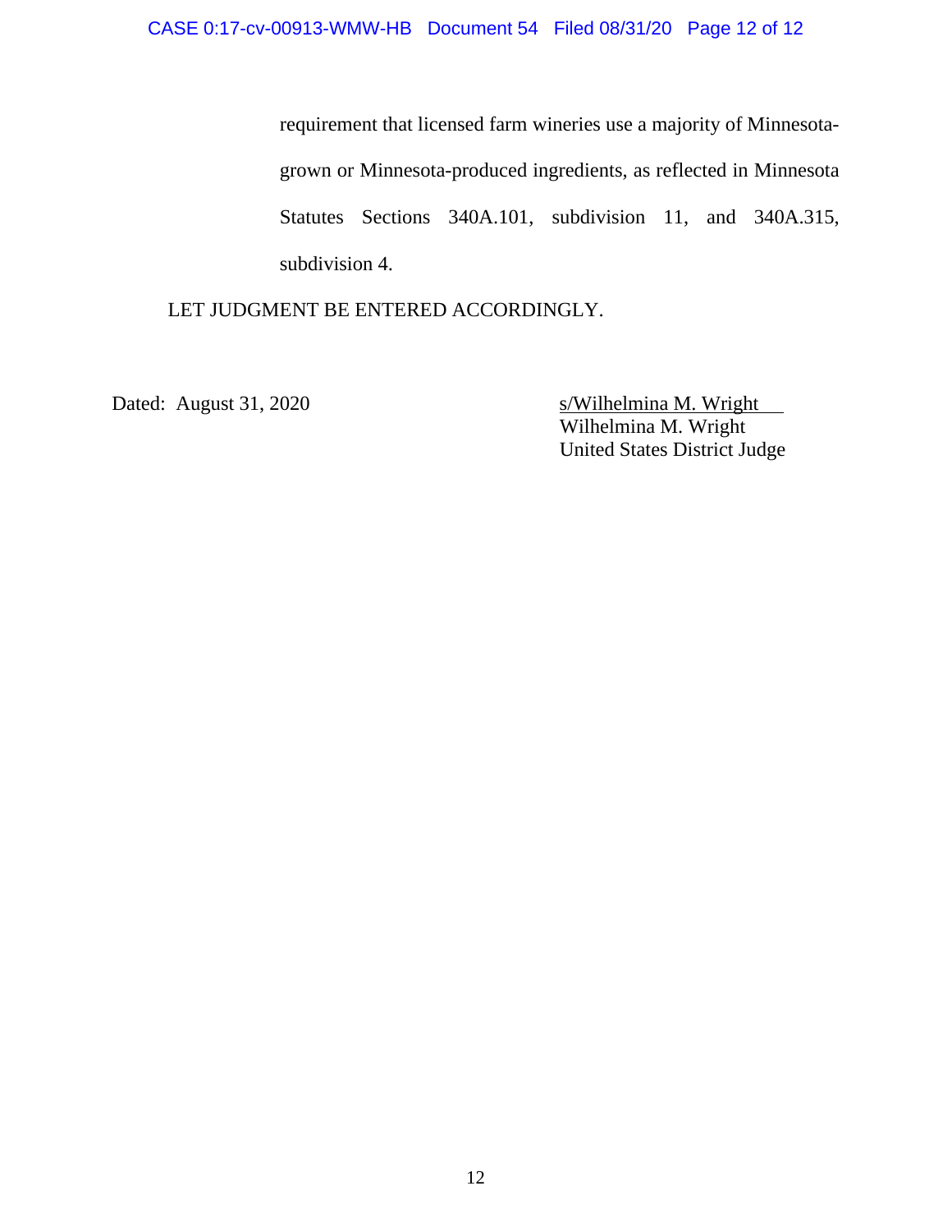requirement that licensed farm wineries use a majority of Minnesota-grown or Minnesota-produced ingredients, as reflected in Minnesota Statutes Sections 340A.101, subdivision 11, and 340A.315, subdivision 4.

LET JUDGMENT BE ENTERED ACCORDINGLY.

Dated: August 31, 2020

s/Wilhelmina M. Wright
Wilhelmina M. Wright
United States District Judge